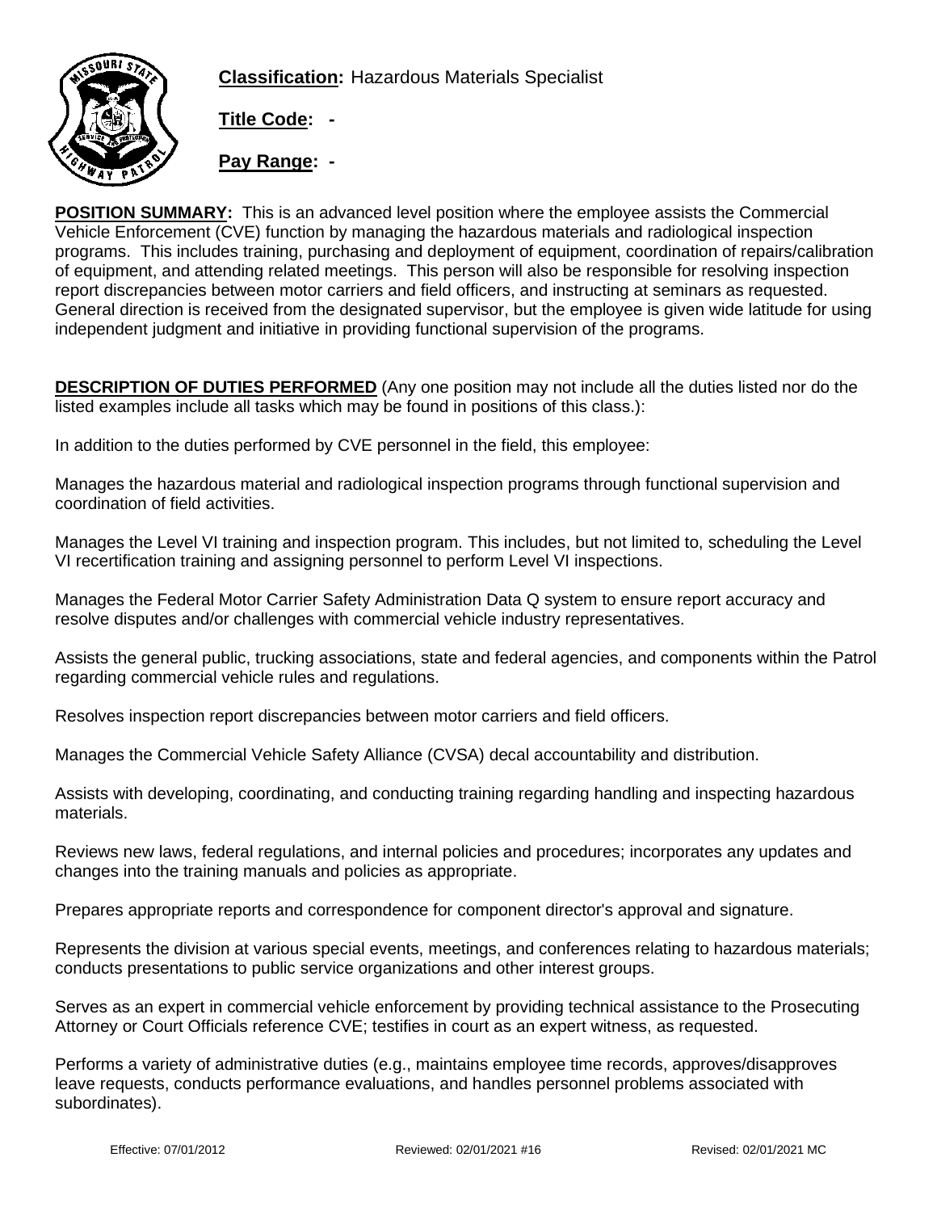**Classification:** Hazardous Materials Specialist

**Title Code:** -

**Pay Range:** -

**POSITION SUMMARY:** This is an advanced level position where the employee assists the Commercial Vehicle Enforcement (CVE) function by managing the hazardous materials and radiological inspection programs. This includes training, purchasing and deployment of equipment, coordination of repairs/calibration of equipment, and attending related meetings. This person will also be responsible for resolving inspection report discrepancies between motor carriers and field officers, and instructing at seminars as requested. General direction is received from the designated supervisor, but the employee is given wide latitude for using independent judgment and initiative in providing functional supervision of the programs.

**DESCRIPTION OF DUTIES PERFORMED** (Any one position may not include all the duties listed nor do the listed examples include all tasks which may be found in positions of this class.):

In addition to the duties performed by CVE personnel in the field, this employee:

Manages the hazardous material and radiological inspection programs through functional supervision and coordination of field activities.

Manages the Level VI training and inspection program. This includes, but not limited to, scheduling the Level VI recertification training and assigning personnel to perform Level VI inspections.

Manages the Federal Motor Carrier Safety Administration Data Q system to ensure report accuracy and resolve disputes and/or challenges with commercial vehicle industry representatives.

Assists the general public, trucking associations, state and federal agencies, and components within the Patrol regarding commercial vehicle rules and regulations.

Resolves inspection report discrepancies between motor carriers and field officers.

Manages the Commercial Vehicle Safety Alliance (CVSA) decal accountability and distribution.

Assists with developing, coordinating, and conducting training regarding handling and inspecting hazardous materials.

Reviews new laws, federal regulations, and internal policies and procedures; incorporates any updates and changes into the training manuals and policies as appropriate.

Prepares appropriate reports and correspondence for component director's approval and signature.

Represents the division at various special events, meetings, and conferences relating to hazardous materials; conducts presentations to public service organizations and other interest groups.

Serves as an expert in commercial vehicle enforcement by providing technical assistance to the Prosecuting Attorney or Court Officials reference CVE; testifies in court as an expert witness, as requested.

Performs a variety of administrative duties (e.g., maintains employee time records, approves/disapproves leave requests, conducts performance evaluations, and handles personnel problems associated with subordinates).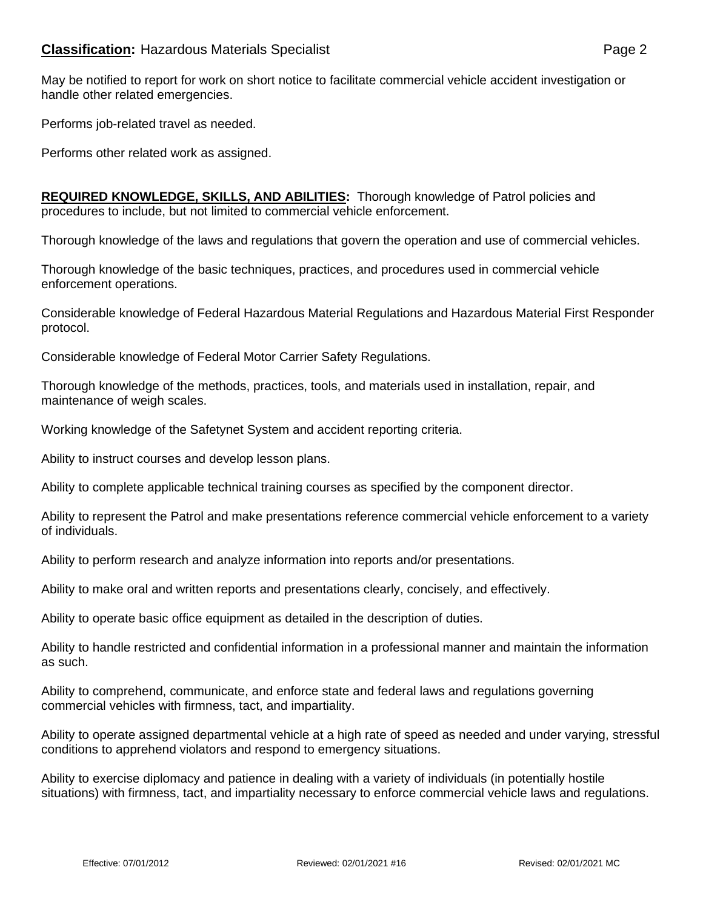May be notified to report for work on short notice to facilitate commercial vehicle accident investigation or handle other related emergencies.

Performs job-related travel as needed.

Performs other related work as assigned.

**REQUIRED KNOWLEDGE, SKILLS, AND ABILITIES:** Thorough knowledge of Patrol policies and procedures to include, but not limited to commercial vehicle enforcement.

Thorough knowledge of the laws and regulations that govern the operation and use of commercial vehicles.

Thorough knowledge of the basic techniques, practices, and procedures used in commercial vehicle enforcement operations.

Considerable knowledge of Federal Hazardous Material Regulations and Hazardous Material First Responder protocol.

Considerable knowledge of Federal Motor Carrier Safety Regulations.

Thorough knowledge of the methods, practices, tools, and materials used in installation, repair, and maintenance of weigh scales.

Working knowledge of the Safetynet System and accident reporting criteria.

Ability to instruct courses and develop lesson plans.

Ability to complete applicable technical training courses as specified by the component director.

Ability to represent the Patrol and make presentations reference commercial vehicle enforcement to a variety of individuals.

Ability to perform research and analyze information into reports and/or presentations.

Ability to make oral and written reports and presentations clearly, concisely, and effectively.

Ability to operate basic office equipment as detailed in the description of duties.

Ability to handle restricted and confidential information in a professional manner and maintain the information as such.

Ability to comprehend, communicate, and enforce state and federal laws and regulations governing commercial vehicles with firmness, tact, and impartiality.

Ability to operate assigned departmental vehicle at a high rate of speed as needed and under varying, stressful conditions to apprehend violators and respond to emergency situations.

Ability to exercise diplomacy and patience in dealing with a variety of individuals (in potentially hostile situations) with firmness, tact, and impartiality necessary to enforce commercial vehicle laws and regulations.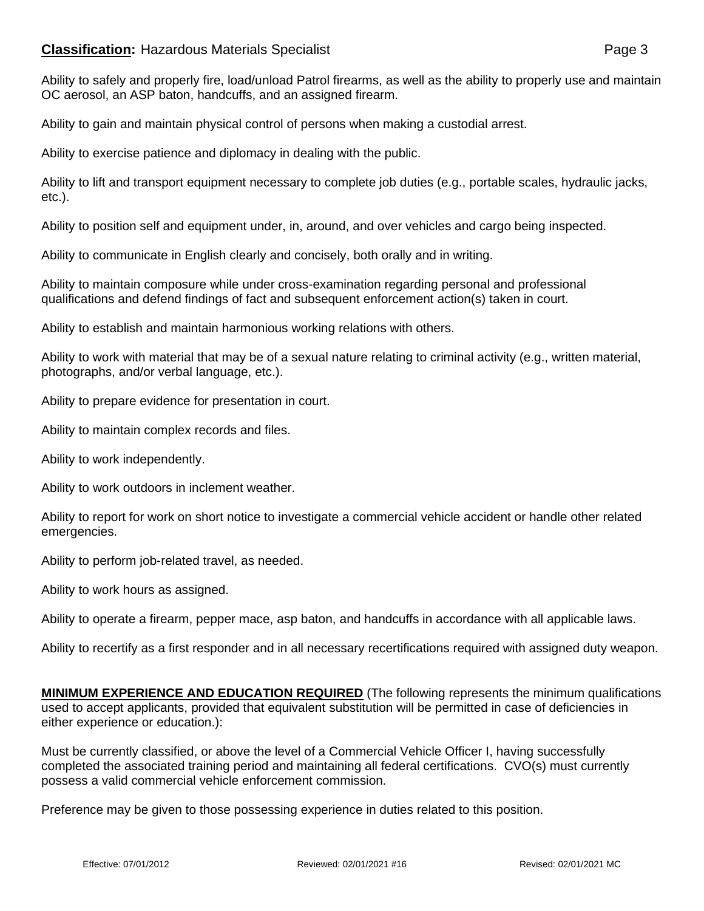Ability to safely and properly fire, load/unload Patrol firearms, as well as the ability to properly use and maintain OC aerosol, an ASP baton, handcuffs, and an assigned firearm.

Ability to gain and maintain physical control of persons when making a custodial arrest.

Ability to exercise patience and diplomacy in dealing with the public.

Ability to lift and transport equipment necessary to complete job duties (e.g., portable scales, hydraulic jacks, etc.).

Ability to position self and equipment under, in, around, and over vehicles and cargo being inspected.

Ability to communicate in English clearly and concisely, both orally and in writing.

Ability to maintain composure while under cross-examination regarding personal and professional qualifications and defend findings of fact and subsequent enforcement action(s) taken in court.

Ability to establish and maintain harmonious working relations with others.

Ability to work with material that may be of a sexual nature relating to criminal activity (e.g., written material, photographs, and/or verbal language, etc.).

Ability to prepare evidence for presentation in court.

Ability to maintain complex records and files.

Ability to work independently.

Ability to work outdoors in inclement weather.

Ability to report for work on short notice to investigate a commercial vehicle accident or handle other related emergencies.

Ability to perform job-related travel, as needed.

Ability to work hours as assigned.

Ability to operate a firearm, pepper mace, asp baton, and handcuffs in accordance with all applicable laws.

Ability to recertify as a first responder and in all necessary recertifications required with assigned duty weapon.

**MINIMUM EXPERIENCE AND EDUCATION REQUIRED** (The following represents the minimum qualifications used to accept applicants, provided that equivalent substitution will be permitted in case of deficiencies in either experience or education.):

Must be currently classified, or above the level of a Commercial Vehicle Officer I, having successfully completed the associated training period and maintaining all federal certifications. CVO(s) must currently possess a valid commercial vehicle enforcement commission.

Preference may be given to those possessing experience in duties related to this position.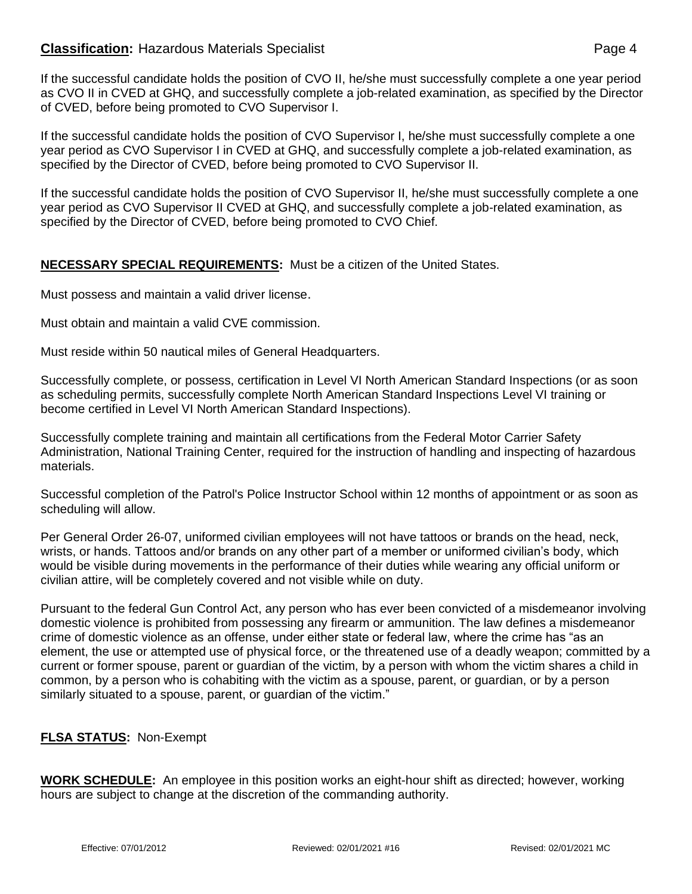If the successful candidate holds the position of CVO II, he/she must successfully complete a one year period as CVO II in CVED at GHQ, and successfully complete a job-related examination, as specified by the Director of CVED, before being promoted to CVO Supervisor I.

If the successful candidate holds the position of CVO Supervisor I, he/she must successfully complete a one year period as CVO Supervisor I in CVED at GHQ, and successfully complete a job-related examination, as specified by the Director of CVED, before being promoted to CVO Supervisor II.

If the successful candidate holds the position of CVO Supervisor II, he/she must successfully complete a one year period as CVO Supervisor II CVED at GHQ, and successfully complete a job-related examination, as specified by the Director of CVED, before being promoted to CVO Chief.

**NECESSARY SPECIAL REQUIREMENTS:** Must be a citizen of the United States.

Must possess and maintain a valid driver license.

Must obtain and maintain a valid CVE commission.

Must reside within 50 nautical miles of General Headquarters.

Successfully complete, or possess, certification in Level VI North American Standard Inspections (or as soon as scheduling permits, successfully complete North American Standard Inspections Level VI training or become certified in Level VI North American Standard Inspections).

Successfully complete training and maintain all certifications from the Federal Motor Carrier Safety Administration, National Training Center, required for the instruction of handling and inspecting of hazardous materials.

Successful completion of the Patrol's Police Instructor School within 12 months of appointment or as soon as scheduling will allow.

Per General Order 26-07, uniformed civilian employees will not have tattoos or brands on the head, neck, wrists, or hands. Tattoos and/or brands on any other part of a member or uniformed civilian's body, which would be visible during movements in the performance of their duties while wearing any official uniform or civilian attire, will be completely covered and not visible while on duty.

Pursuant to the federal Gun Control Act, any person who has ever been convicted of a misdemeanor involving domestic violence is prohibited from possessing any firearm or ammunition. The law defines a misdemeanor crime of domestic violence as an offense, under either state or federal law, where the crime has "as an element, the use or attempted use of physical force, or the threatened use of a deadly weapon; committed by a current or former spouse, parent or guardian of the victim, by a person with whom the victim shares a child in common, by a person who is cohabiting with the victim as a spouse, parent, or guardian, or by a person similarly situated to a spouse, parent, or guardian of the victim."

**FLSA STATUS:** Non-Exempt

**WORK SCHEDULE:** An employee in this position works an eight-hour shift as directed; however, working hours are subject to change at the discretion of the commanding authority.

Effective: 07/01/2012 Reviewed: 02/01/2021 #16 Revised: 02/01/2021 MC